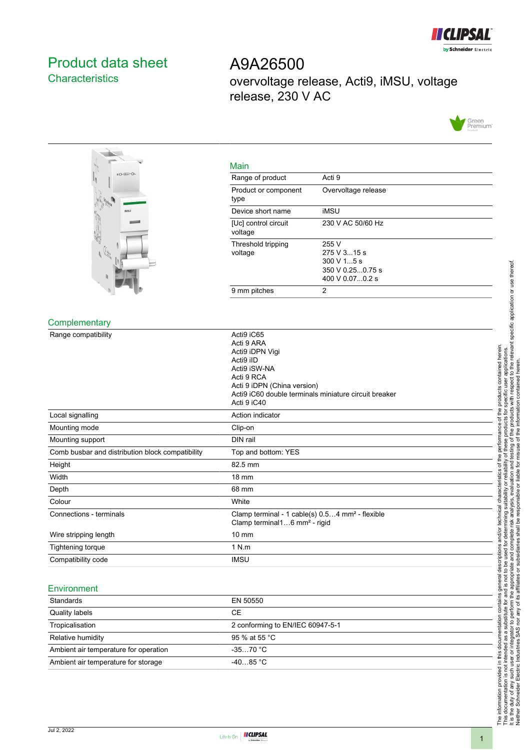# Product data sheet
## Characteristics

# A9A26500
overvoltage release, Acti9, iMSU, voltage release, 230 V AC

### Main

| | |
|---|---|
| Range of product | Acti 9 |
| Product or component type | Overvoltage release |
| Device short name | iMSU |
| [Uc] control circuit voltage | 230 V AC 50/60 Hz |
| Threshold tripping voltage | 255 V<br>275 V 3...15 s<br>300 V 1...5 s<br>350 V 0.25...0.75 s<br>400 V 0.07...0.2 s |
| 9 mm pitches | 2 |

### Complementary

| | |
|---|---|
| Range compatibility | Acti9 iC65<br>Acti 9 ARA<br>Acti9 iDPN Vigi<br>Acti9 iID<br>Acti9 iSW-NA<br>Acti 9 RCA<br>Acti 9 iDPN (China version)<br>Acti9 iC60 double terminals miniature circuit breaker<br>Acti 9 iC40 |
| Local signalling | Action indicator |
| Mounting mode | Clip-on |
| Mounting support | DIN rail |
| Comb busbar and distribution block compatibility | Top and bottom: YES |
| Height | 82.5 mm |
| Width | 18 mm |
| Depth | 68 mm |
| Colour | White |
| Connections - terminals | Clamp terminal - 1 cable(s) 0.5…4 mm² - flexible<br>Clamp terminal1…6 mm² - rigid |
| Wire stripping length | 10 mm |
| Tightening torque | 1 N.m |
| Compatibility code | IMSU |

### Environment

| | |
|---|---|
| Standards | EN 50550 |
| Quality labels | CE |
| Tropicalisation | 2 conforming to EN/IEC 60947-5-1 |
| Relative humidity | 95 % at 55 °C |
| Ambient air temperature for operation | -35…70 °C |
| Ambient air temperature for storage | -40…85 °C |

The information provided in this documentation contains general descriptions and/or technical characteristics of the performance of the products contained herein. This documentation is not intended as a substitute for and is not to be used for determining suitability or reliability of these products for specific user applications. It is the duty of any such user or integrator to perform the appropriate and complete risk analysis, evaluation and testing of the products with respect to the relevant specific application or use thereof. Neither Schneider Electric Industries SAS nor any of its affiliates or subsidiaries shall be responsible or liable for misuse of the information contained herein.

Jul 2, 2022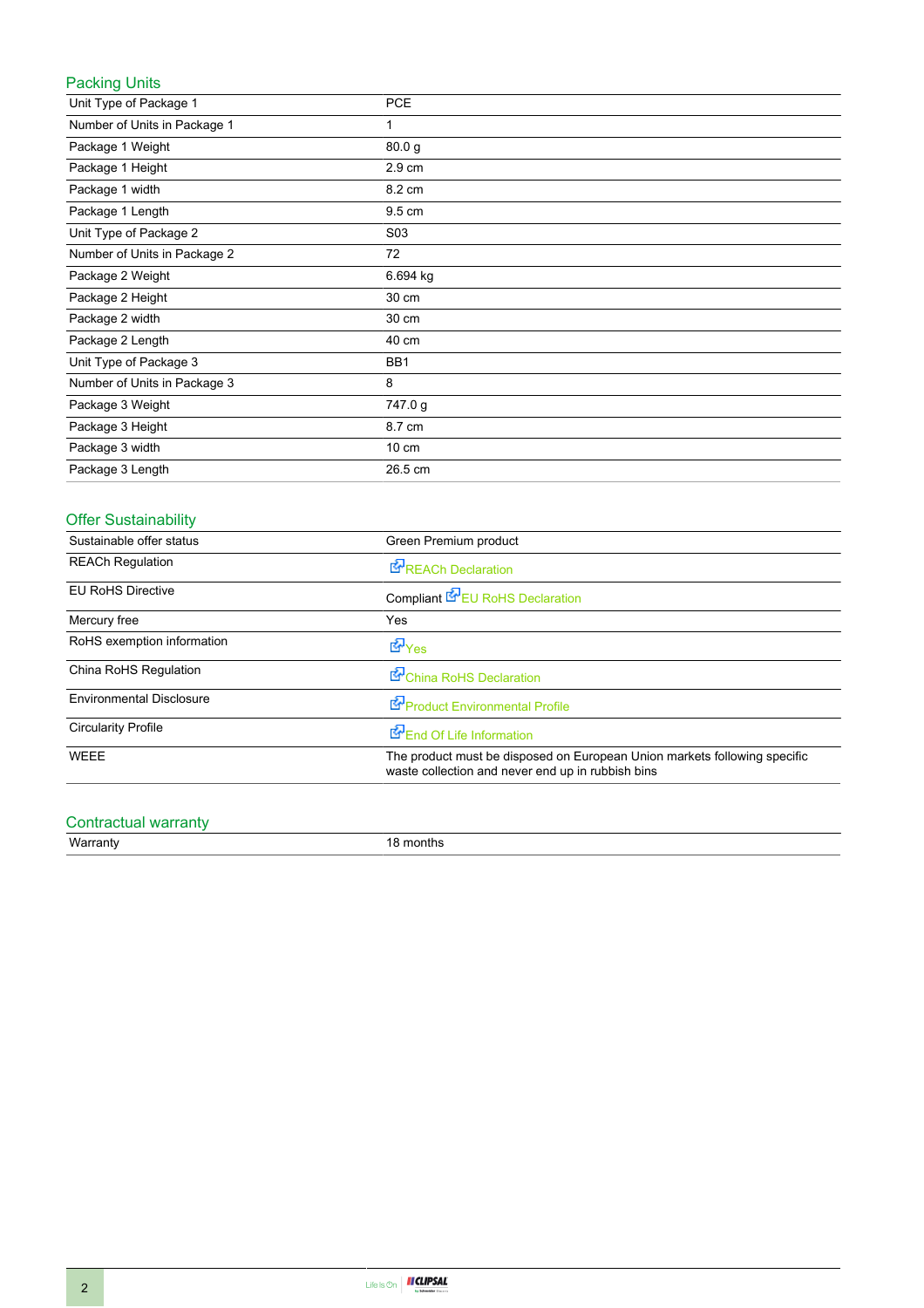## Packing Units

| | |
|---|---|
| Unit Type of Package 1 | PCE |
| Number of Units in Package 1 | 1 |
| Package 1 Weight | 80.0 g |
| Package 1 Height | 2.9 cm |
| Package 1 width | 8.2 cm |
| Package 1 Length | 9.5 cm |
| Unit Type of Package 2 | S03 |
| Number of Units in Package 2 | 72 |
| Package 2 Weight | 6.694 kg |
| Package 2 Height | 30 cm |
| Package 2 width | 30 cm |
| Package 2 Length | 40 cm |
| Unit Type of Package 3 | BB1 |
| Number of Units in Package 3 | 8 |
| Package 3 Weight | 747.0 g |
| Package 3 Height | 8.7 cm |
| Package 3 width | 10 cm |
| Package 3 Length | 26.5 cm |

## Offer Sustainability

| | |
|---|---|
| Sustainable offer status | Green Premium product |
| REACh Regulation | REACh Declaration |
| EU RoHS Directive | Compliant EU RoHS Declaration |
| Mercury free | Yes |
| RoHS exemption information | Yes |
| China RoHS Regulation | China RoHS Declaration |
| Environmental Disclosure | Product Environmental Profile |
| Circularity Profile | End Of Life Information |
| WEEE | The product must be disposed on European Union markets following specific waste collection and never end up in rubbish bins |

## Contractual warranty

| | |
|---|---|
| Warranty | 18 months |